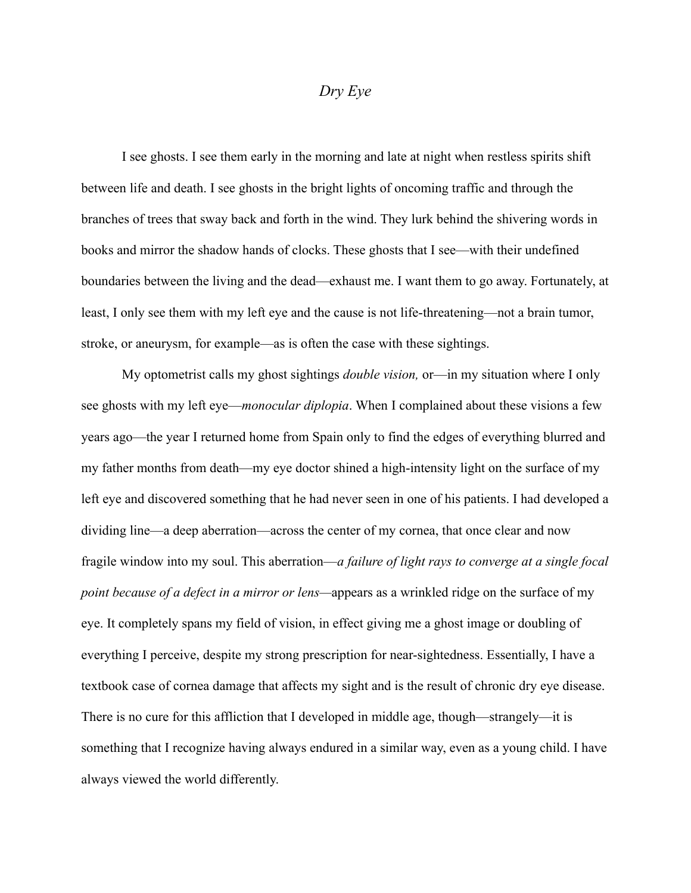# *Dry Eye*

I see ghosts. I see them early in the morning and late at night when restless spirits shift between life and death. I see ghosts in the bright lights of oncoming traffic and through the branches of trees that sway back and forth in the wind. They lurk behind the shivering words in books and mirror the shadow hands of clocks. These ghosts that I see—with their undefined boundaries between the living and the dead—exhaust me. I want them to go away. Fortunately, at least, I only see them with my left eye and the cause is not life-threatening—not a brain tumor, stroke, or aneurysm, for example—as is often the case with these sightings.

My optometrist calls my ghost sightings *double vision,* or—in my situation where I only see ghosts with my left eye—*monocular diplopia*. When I complained about these visions a few years ago—the year I returned home from Spain only to find the edges of everything blurred and my father months from death—my eye doctor shined a high-intensity light on the surface of my left eye and discovered something that he had never seen in one of his patients. I had developed a dividing line—a deep aberration—across the center of my cornea, that once clear and now fragile window into my soul. This aberration—*a failure of light rays to converge at a single focal point because of a defect in a mirror or lens*—appears as a wrinkled ridge on the surface of my eye. It completely spans my field of vision, in effect giving me a ghost image or doubling of everything I perceive, despite my strong prescription for near-sightedness. Essentially, I have a textbook case of cornea damage that affects my sight and is the result of chronic dry eye disease. There is no cure for this affliction that I developed in middle age, though—strangely—it is something that I recognize having always endured in a similar way, even as a young child. I have always viewed the world differently.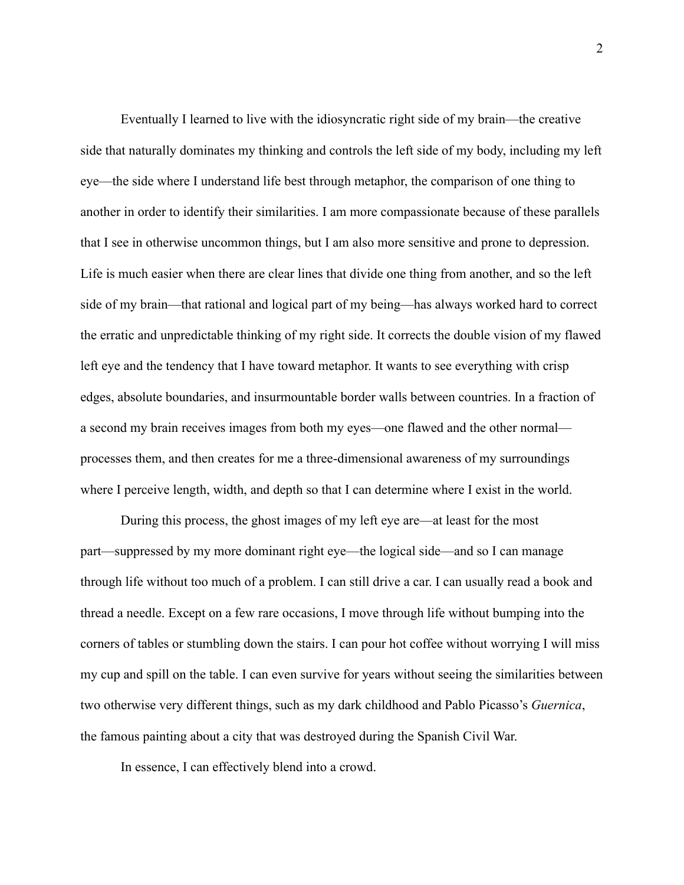Eventually I learned to live with the idiosyncratic right side of my brain—the creative side that naturally dominates my thinking and controls the left side of my body, including my left eye—the side where I understand life best through metaphor, the comparison of one thing to another in order to identify their similarities. I am more compassionate because of these parallels that I see in otherwise uncommon things, but I am also more sensitive and prone to depression. Life is much easier when there are clear lines that divide one thing from another, and so the left side of my brain—that rational and logical part of my being—has always worked hard to correct the erratic and unpredictable thinking of my right side. It corrects the double vision of my flawed left eye and the tendency that I have toward metaphor. It wants to see everything with crisp edges, absolute boundaries, and insurmountable border walls between countries. In a fraction of a second my brain receives images from both my eyes—one flawed and the other normal—processes them, and then creates for me a three-dimensional awareness of my surroundings where I perceive length, width, and depth so that I can determine where I exist in the world.

During this process, the ghost images of my left eye are—at least for the most part—suppressed by my more dominant right eye—the logical side—and so I can manage through life without too much of a problem. I can still drive a car. I can usually read a book and thread a needle. Except on a few rare occasions, I move through life without bumping into the corners of tables or stumbling down the stairs. I can pour hot coffee without worrying I will miss my cup and spill on the table. I can even survive for years without seeing the similarities between two otherwise very different things, such as my dark childhood and Pablo Picasso's *Guernica*, the famous painting about a city that was destroyed during the Spanish Civil War.

In essence, I can effectively blend into a crowd.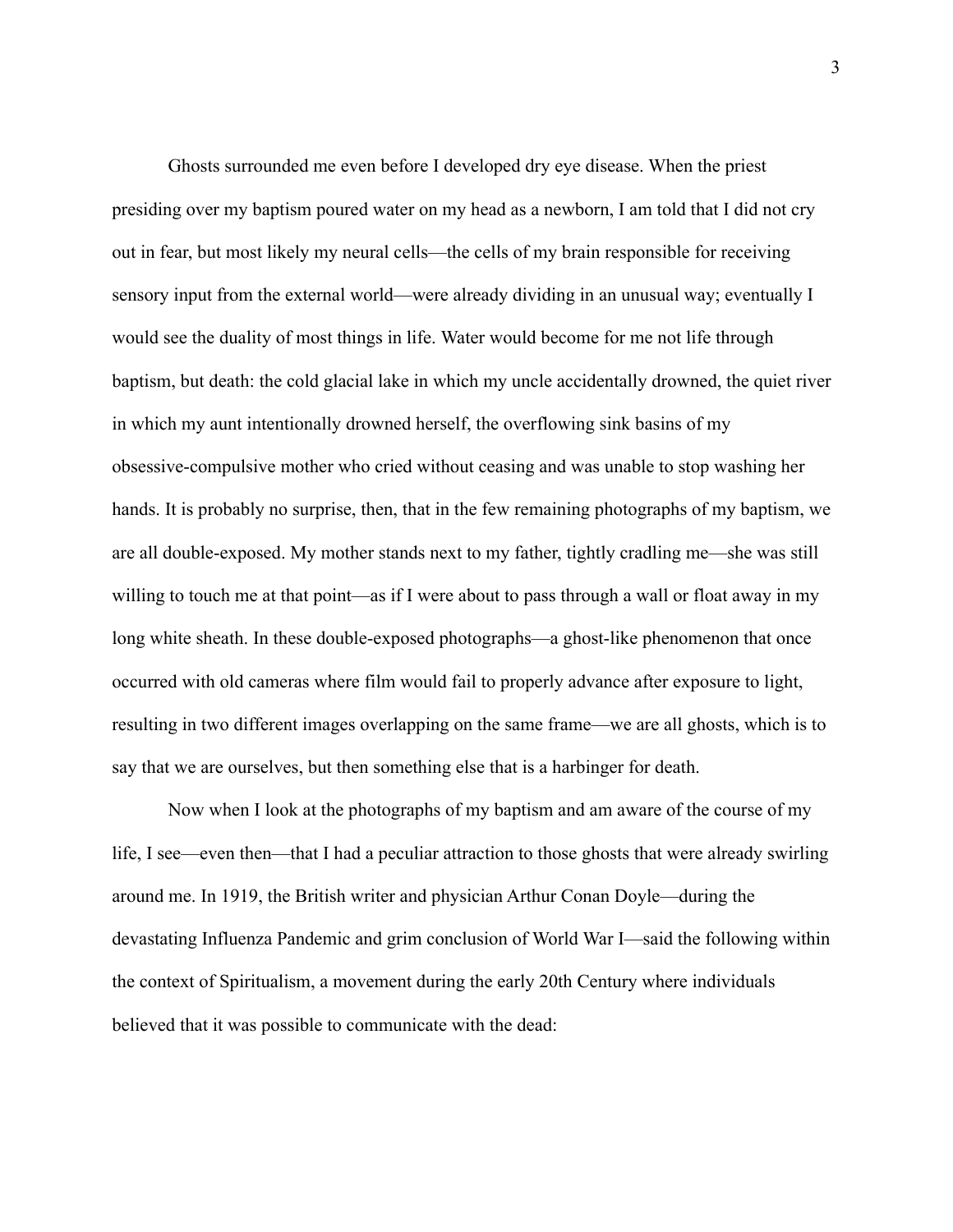Ghosts surrounded me even before I developed dry eye disease. When the priest presiding over my baptism poured water on my head as a newborn, I am told that I did not cry out in fear, but most likely my neural cells—the cells of my brain responsible for receiving sensory input from the external world—were already dividing in an unusual way; eventually I would see the duality of most things in life. Water would become for me not life through baptism, but death: the cold glacial lake in which my uncle accidentally drowned, the quiet river in which my aunt intentionally drowned herself, the overflowing sink basins of my obsessive-compulsive mother who cried without ceasing and was unable to stop washing her hands. It is probably no surprise, then, that in the few remaining photographs of my baptism, we are all double-exposed. My mother stands next to my father, tightly cradling me—she was still willing to touch me at that point—as if I were about to pass through a wall or float away in my long white sheath. In these double-exposed photographs—a ghost-like phenomenon that once occurred with old cameras where film would fail to properly advance after exposure to light, resulting in two different images overlapping on the same frame—we are all ghosts, which is to say that we are ourselves, but then something else that is a harbinger for death.

Now when I look at the photographs of my baptism and am aware of the course of my life, I see—even then—that I had a peculiar attraction to those ghosts that were already swirling around me. In 1919, the British writer and physician Arthur Conan Doyle—during the devastating Influenza Pandemic and grim conclusion of World War I—said the following within the context of Spiritualism, a movement during the early 20th Century where individuals believed that it was possible to communicate with the dead: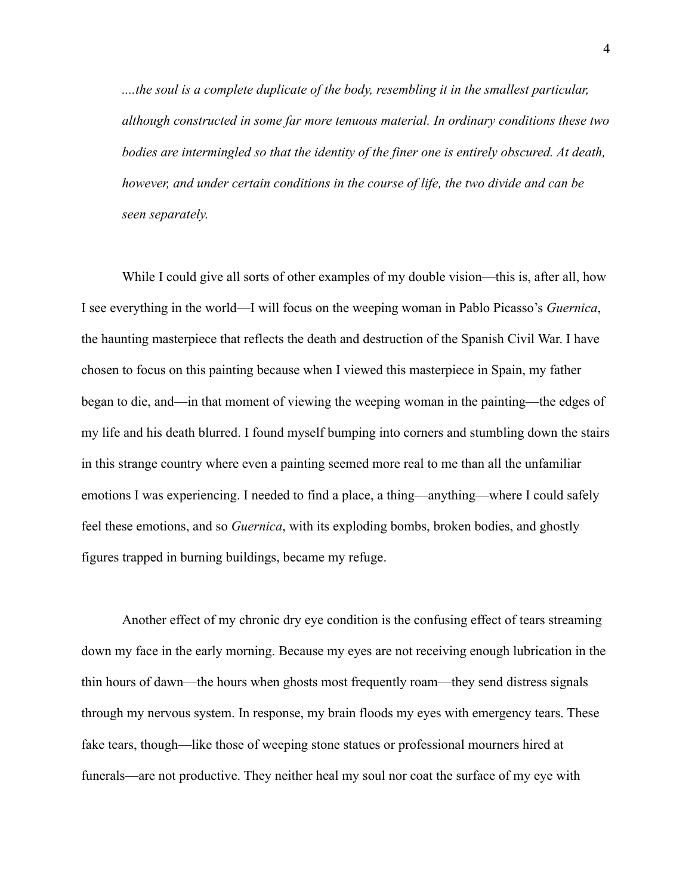> *....the soul is a complete duplicate of the body, resembling it in the smallest particular, although constructed in some far more tenuous material. In ordinary conditions these two bodies are intermingled so that the identity of the finer one is entirely obscured. At death, however, and under certain conditions in the course of life, the two divide and can be seen separately.*

While I could give all sorts of other examples of my double vision—this is, after all, how I see everything in the world—I will focus on the weeping woman in Pablo Picasso's *Guernica*, the haunting masterpiece that reflects the death and destruction of the Spanish Civil War. I have chosen to focus on this painting because when I viewed this masterpiece in Spain, my father began to die, and—in that moment of viewing the weeping woman in the painting—the edges of my life and his death blurred. I found myself bumping into corners and stumbling down the stairs in this strange country where even a painting seemed more real to me than all the unfamiliar emotions I was experiencing. I needed to find a place, a thing—anything—where I could safely feel these emotions, and so *Guernica*, with its exploding bombs, broken bodies, and ghostly figures trapped in burning buildings, became my refuge.

Another effect of my chronic dry eye condition is the confusing effect of tears streaming down my face in the early morning. Because my eyes are not receiving enough lubrication in the thin hours of dawn—the hours when ghosts most frequently roam—they send distress signals through my nervous system. In response, my brain floods my eyes with emergency tears. These fake tears, though—like those of weeping stone statues or professional mourners hired at funerals—are not productive. They neither heal my soul nor coat the surface of my eye with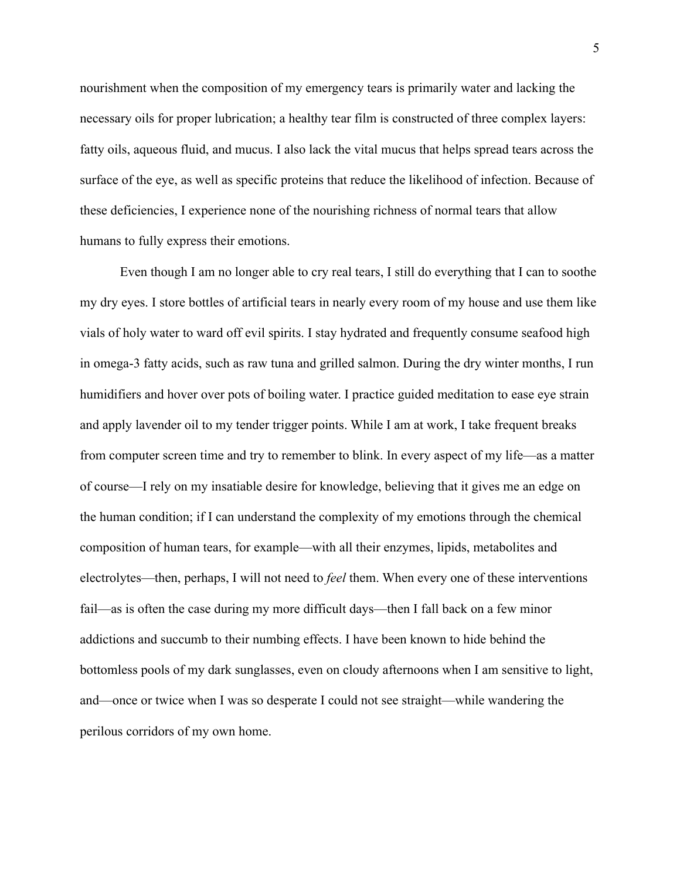nourishment when the composition of my emergency tears is primarily water and lacking the necessary oils for proper lubrication; a healthy tear film is constructed of three complex layers: fatty oils, aqueous fluid, and mucus. I also lack the vital mucus that helps spread tears across the surface of the eye, as well as specific proteins that reduce the likelihood of infection. Because of these deficiencies, I experience none of the nourishing richness of normal tears that allow humans to fully express their emotions.

Even though I am no longer able to cry real tears, I still do everything that I can to soothe my dry eyes. I store bottles of artificial tears in nearly every room of my house and use them like vials of holy water to ward off evil spirits. I stay hydrated and frequently consume seafood high in omega-3 fatty acids, such as raw tuna and grilled salmon. During the dry winter months, I run humidifiers and hover over pots of boiling water. I practice guided meditation to ease eye strain and apply lavender oil to my tender trigger points. While I am at work, I take frequent breaks from computer screen time and try to remember to blink. In every aspect of my life—as a matter of course—I rely on my insatiable desire for knowledge, believing that it gives me an edge on the human condition; if I can understand the complexity of my emotions through the chemical composition of human tears, for example—with all their enzymes, lipids, metabolites and electrolytes—then, perhaps, I will not need to *feel* them. When every one of these interventions fail—as is often the case during my more difficult days—then I fall back on a few minor addictions and succumb to their numbing effects. I have been known to hide behind the bottomless pools of my dark sunglasses, even on cloudy afternoons when I am sensitive to light, and—once or twice when I was so desperate I could not see straight—while wandering the perilous corridors of my own home.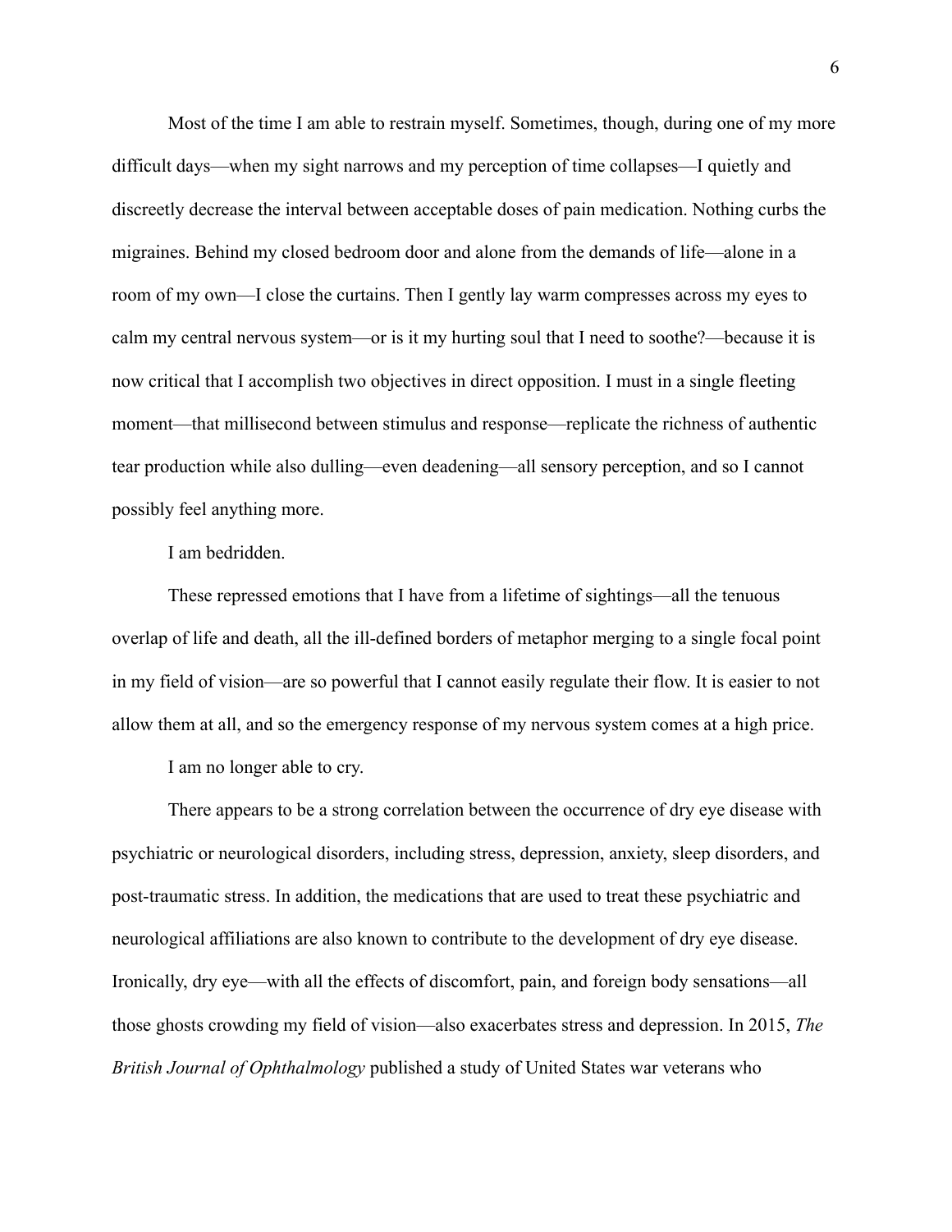Most of the time I am able to restrain myself. Sometimes, though, during one of my more difficult days—when my sight narrows and my perception of time collapses—I quietly and discreetly decrease the interval between acceptable doses of pain medication. Nothing curbs the migraines. Behind my closed bedroom door and alone from the demands of life—alone in a room of my own—I close the curtains. Then I gently lay warm compresses across my eyes to calm my central nervous system—or is it my hurting soul that I need to soothe?—because it is now critical that I accomplish two objectives in direct opposition. I must in a single fleeting moment—that millisecond between stimulus and response—replicate the richness of authentic tear production while also dulling—even deadening—all sensory perception, and so I cannot possibly feel anything more.

I am bedridden.

These repressed emotions that I have from a lifetime of sightings—all the tenuous overlap of life and death, all the ill-defined borders of metaphor merging to a single focal point in my field of vision—are so powerful that I cannot easily regulate their flow. It is easier to not allow them at all, and so the emergency response of my nervous system comes at a high price.

I am no longer able to cry.

There appears to be a strong correlation between the occurrence of dry eye disease with psychiatric or neurological disorders, including stress, depression, anxiety, sleep disorders, and post-traumatic stress. In addition, the medications that are used to treat these psychiatric and neurological affiliations are also known to contribute to the development of dry eye disease. Ironically, dry eye—with all the effects of discomfort, pain, and foreign body sensations—all those ghosts crowding my field of vision—also exacerbates stress and depression. In 2015, *The British Journal of Ophthalmology* published a study of United States war veterans who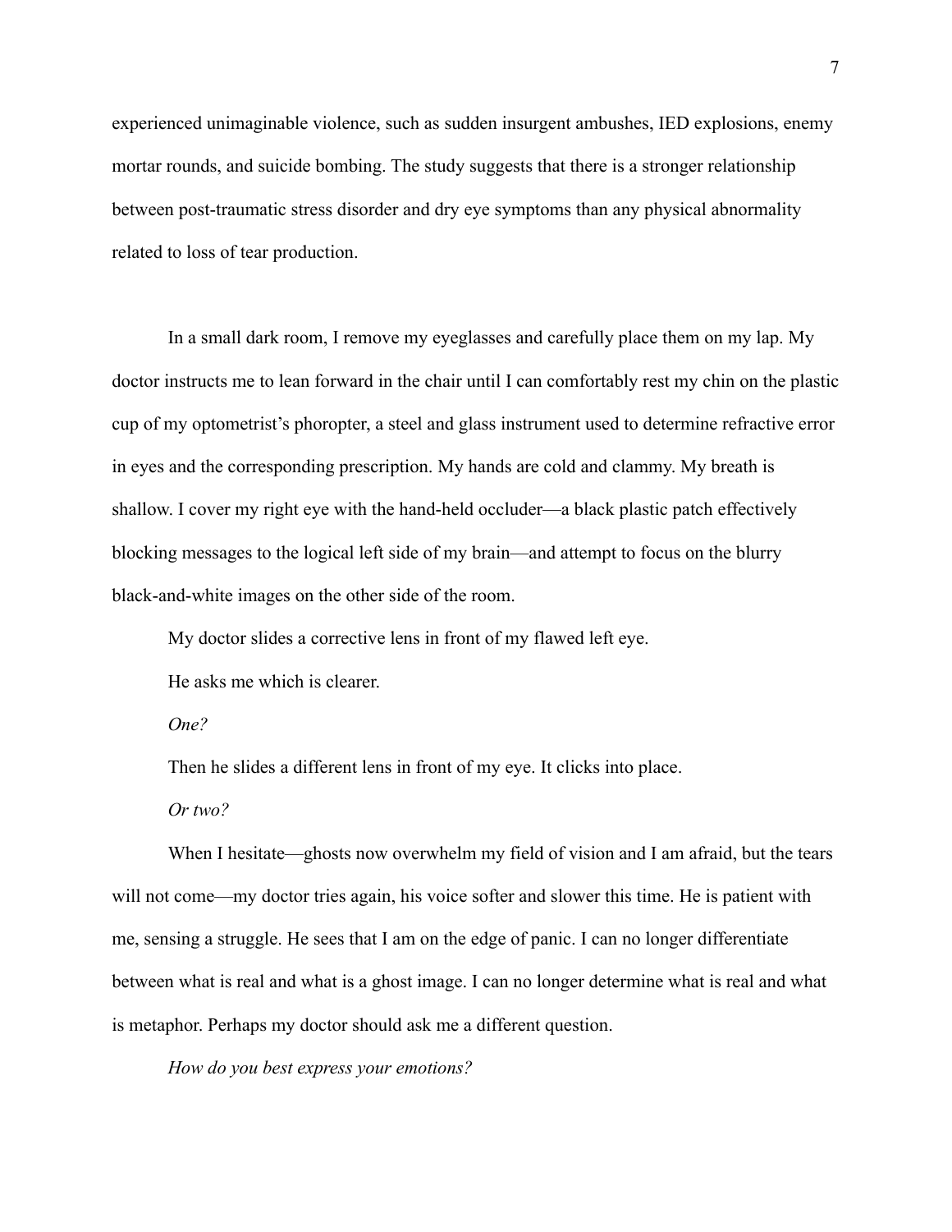experienced unimaginable violence, such as sudden insurgent ambushes, IED explosions, enemy mortar rounds, and suicide bombing. The study suggests that there is a stronger relationship between post-traumatic stress disorder and dry eye symptoms than any physical abnormality related to loss of tear production.

In a small dark room, I remove my eyeglasses and carefully place them on my lap. My doctor instructs me to lean forward in the chair until I can comfortably rest my chin on the plastic cup of my optometrist's phoropter, a steel and glass instrument used to determine refractive error in eyes and the corresponding prescription. My hands are cold and clammy. My breath is shallow. I cover my right eye with the hand-held occluder—a black plastic patch effectively blocking messages to the logical left side of my brain—and attempt to focus on the blurry black-and-white images on the other side of the room.

My doctor slides a corrective lens in front of my flawed left eye.

He asks me which is clearer.

*One?*

Then he slides a different lens in front of my eye. It clicks into place.

*Or two?*

When I hesitate—ghosts now overwhelm my field of vision and I am afraid, but the tears will not come—my doctor tries again, his voice softer and slower this time. He is patient with me, sensing a struggle. He sees that I am on the edge of panic. I can no longer differentiate between what is real and what is a ghost image. I can no longer determine what is real and what is metaphor. Perhaps my doctor should ask me a different question.

*How do you best express your emotions?*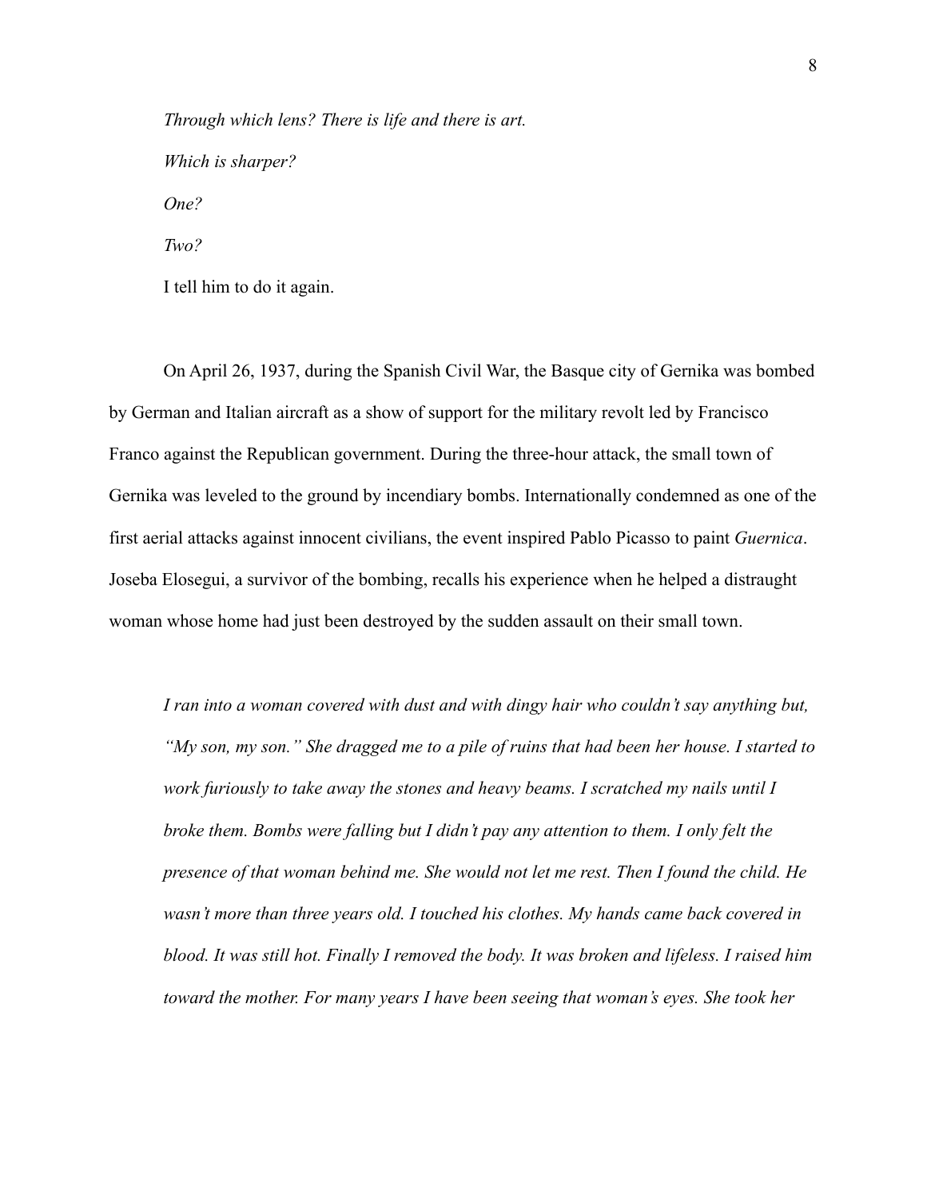*Through which lens? There is life and there is art.*

*Which is sharper?*

*One?*

*Two?*

I tell him to do it again.

On April 26, 1937, during the Spanish Civil War, the Basque city of Gernika was bombed by German and Italian aircraft as a show of support for the military revolt led by Francisco Franco against the Republican government. During the three-hour attack, the small town of Gernika was leveled to the ground by incendiary bombs. Internationally condemned as one of the first aerial attacks against innocent civilians, the event inspired Pablo Picasso to paint *Guernica*. Joseba Elosegui, a survivor of the bombing, recalls his experience when he helped a distraught woman whose home had just been destroyed by the sudden assault on their small town.

> *I ran into a woman covered with dust and with dingy hair who couldn't say anything but, "My son, my son." She dragged me to a pile of ruins that had been her house. I started to work furiously to take away the stones and heavy beams. I scratched my nails until I broke them. Bombs were falling but I didn't pay any attention to them. I only felt the presence of that woman behind me. She would not let me rest. Then I found the child. He wasn't more than three years old. I touched his clothes. My hands came back covered in blood. It was still hot. Finally I removed the body. It was broken and lifeless. I raised him toward the mother. For many years I have been seeing that woman's eyes. She took her*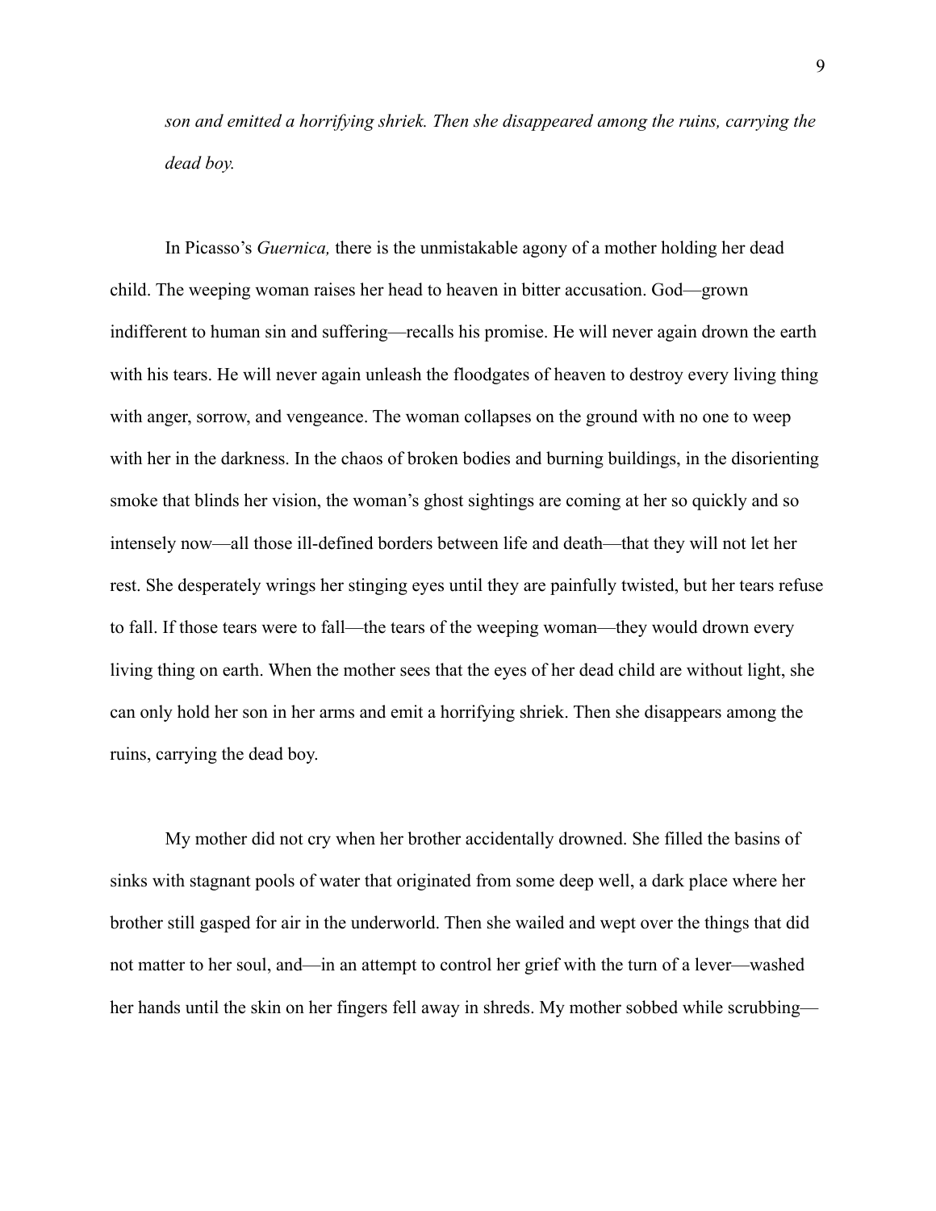*son and emitted a horrifying shriek. Then she disappeared among the ruins, carrying the dead boy.*

In Picasso's *Guernica,* there is the unmistakable agony of a mother holding her dead child. The weeping woman raises her head to heaven in bitter accusation. God—grown indifferent to human sin and suffering—recalls his promise. He will never again drown the earth with his tears. He will never again unleash the floodgates of heaven to destroy every living thing with anger, sorrow, and vengeance. The woman collapses on the ground with no one to weep with her in the darkness. In the chaos of broken bodies and burning buildings, in the disorienting smoke that blinds her vision, the woman's ghost sightings are coming at her so quickly and so intensely now—all those ill-defined borders between life and death—that they will not let her rest. She desperately wrings her stinging eyes until they are painfully twisted, but her tears refuse to fall. If those tears were to fall—the tears of the weeping woman—they would drown every living thing on earth. When the mother sees that the eyes of her dead child are without light, she can only hold her son in her arms and emit a horrifying shriek. Then she disappears among the ruins, carrying the dead boy.

My mother did not cry when her brother accidentally drowned. She filled the basins of sinks with stagnant pools of water that originated from some deep well, a dark place where her brother still gasped for air in the underworld. Then she wailed and wept over the things that did not matter to her soul, and—in an attempt to control her grief with the turn of a lever—washed her hands until the skin on her fingers fell away in shreds. My mother sobbed while scrubbing—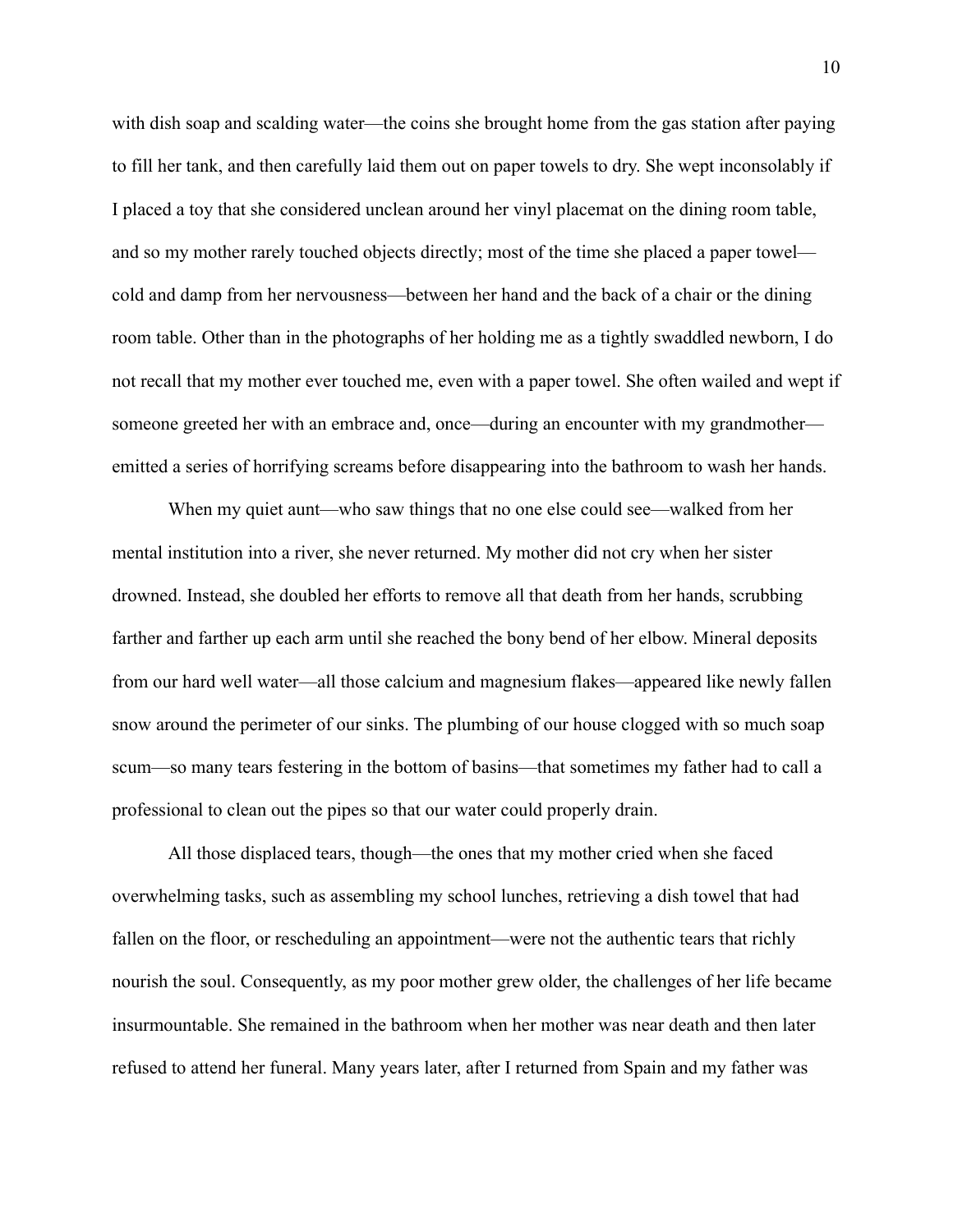with dish soap and scalding water—the coins she brought home from the gas station after paying to fill her tank, and then carefully laid them out on paper towels to dry. She wept inconsolably if I placed a toy that she considered unclean around her vinyl placemat on the dining room table, and so my mother rarely touched objects directly; most of the time she placed a paper towel—cold and damp from her nervousness—between her hand and the back of a chair or the dining room table. Other than in the photographs of her holding me as a tightly swaddled newborn, I do not recall that my mother ever touched me, even with a paper towel. She often wailed and wept if someone greeted her with an embrace and, once—during an encounter with my grandmother—emitted a series of horrifying screams before disappearing into the bathroom to wash her hands.

When my quiet aunt—who saw things that no one else could see—walked from her mental institution into a river, she never returned. My mother did not cry when her sister drowned. Instead, she doubled her efforts to remove all that death from her hands, scrubbing farther and farther up each arm until she reached the bony bend of her elbow. Mineral deposits from our hard well water—all those calcium and magnesium flakes—appeared like newly fallen snow around the perimeter of our sinks. The plumbing of our house clogged with so much soap scum—so many tears festering in the bottom of basins—that sometimes my father had to call a professional to clean out the pipes so that our water could properly drain.

All those displaced tears, though—the ones that my mother cried when she faced overwhelming tasks, such as assembling my school lunches, retrieving a dish towel that had fallen on the floor, or rescheduling an appointment—were not the authentic tears that richly nourish the soul. Consequently, as my poor mother grew older, the challenges of her life became insurmountable. She remained in the bathroom when her mother was near death and then later refused to attend her funeral. Many years later, after I returned from Spain and my father was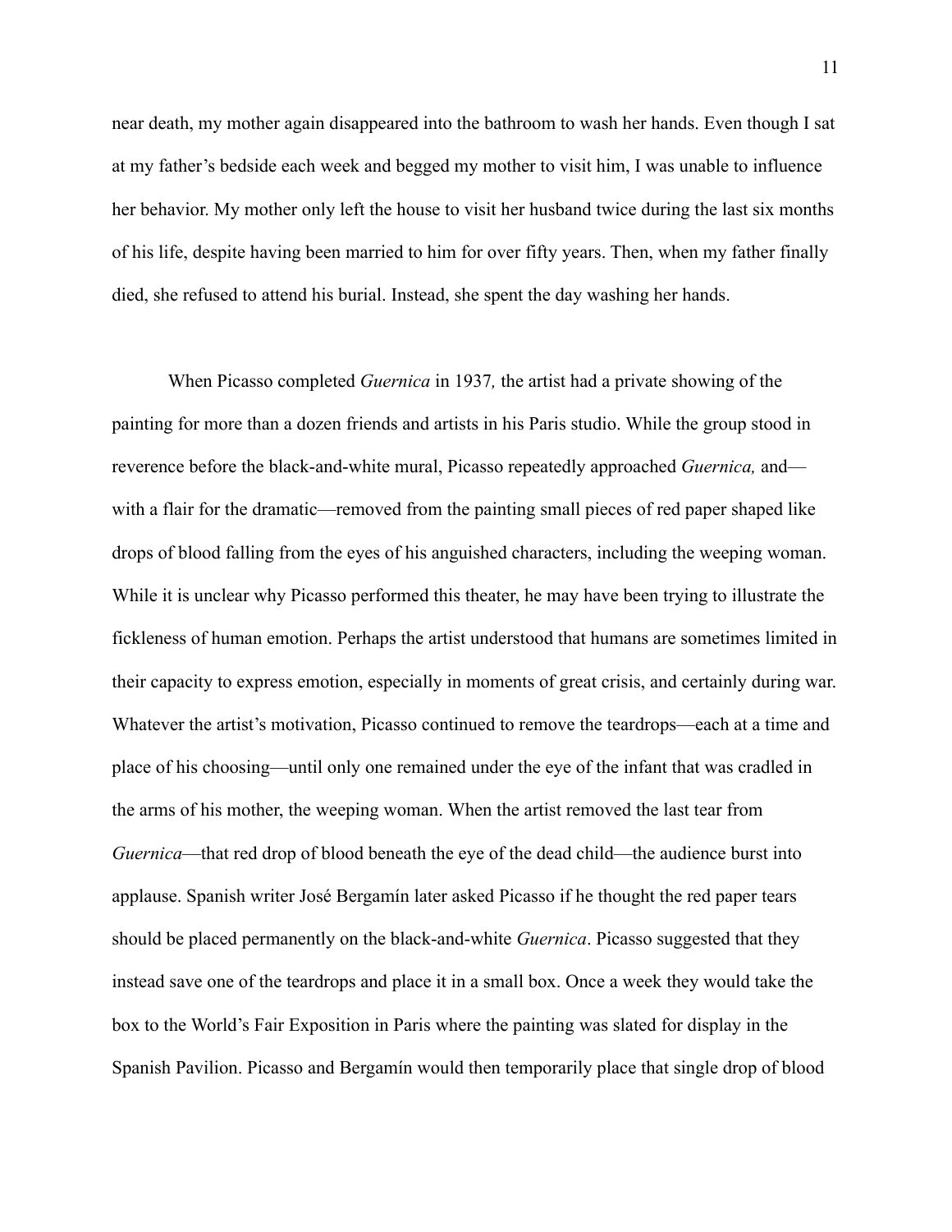near death, my mother again disappeared into the bathroom to wash her hands. Even though I sat at my father's bedside each week and begged my mother to visit him, I was unable to influence her behavior. My mother only left the house to visit her husband twice during the last six months of his life, despite having been married to him for over fifty years. Then, when my father finally died, she refused to attend his burial. Instead, she spent the day washing her hands.

When Picasso completed *Guernica* in 1937*,* the artist had a private showing of the painting for more than a dozen friends and artists in his Paris studio. While the group stood in reverence before the black-and-white mural, Picasso repeatedly approached *Guernica,* and—with a flair for the dramatic—removed from the painting small pieces of red paper shaped like drops of blood falling from the eyes of his anguished characters, including the weeping woman. While it is unclear why Picasso performed this theater, he may have been trying to illustrate the fickleness of human emotion. Perhaps the artist understood that humans are sometimes limited in their capacity to express emotion, especially in moments of great crisis, and certainly during war. Whatever the artist's motivation, Picasso continued to remove the teardrops—each at a time and place of his choosing—until only one remained under the eye of the infant that was cradled in the arms of his mother, the weeping woman. When the artist removed the last tear from *Guernica*—that red drop of blood beneath the eye of the dead child—the audience burst into applause. Spanish writer José Bergamín later asked Picasso if he thought the red paper tears should be placed permanently on the black-and-white *Guernica*. Picasso suggested that they instead save one of the teardrops and place it in a small box. Once a week they would take the box to the World's Fair Exposition in Paris where the painting was slated for display in the Spanish Pavilion. Picasso and Bergamín would then temporarily place that single drop of blood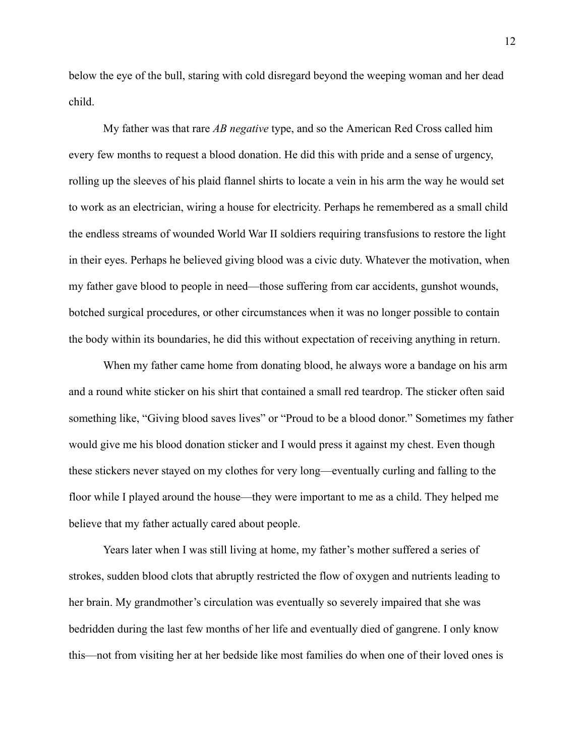below the eye of the bull, staring with cold disregard beyond the weeping woman and her dead child.

My father was that rare *AB negative* type, and so the American Red Cross called him every few months to request a blood donation. He did this with pride and a sense of urgency, rolling up the sleeves of his plaid flannel shirts to locate a vein in his arm the way he would set to work as an electrician, wiring a house for electricity. Perhaps he remembered as a small child the endless streams of wounded World War II soldiers requiring transfusions to restore the light in their eyes. Perhaps he believed giving blood was a civic duty. Whatever the motivation, when my father gave blood to people in need—those suffering from car accidents, gunshot wounds, botched surgical procedures, or other circumstances when it was no longer possible to contain the body within its boundaries, he did this without expectation of receiving anything in return.

When my father came home from donating blood, he always wore a bandage on his arm and a round white sticker on his shirt that contained a small red teardrop. The sticker often said something like, "Giving blood saves lives" or "Proud to be a blood donor." Sometimes my father would give me his blood donation sticker and I would press it against my chest. Even though these stickers never stayed on my clothes for very long—eventually curling and falling to the floor while I played around the house—they were important to me as a child. They helped me believe that my father actually cared about people.

Years later when I was still living at home, my father's mother suffered a series of strokes, sudden blood clots that abruptly restricted the flow of oxygen and nutrients leading to her brain. My grandmother's circulation was eventually so severely impaired that she was bedridden during the last few months of her life and eventually died of gangrene. I only know this—not from visiting her at her bedside like most families do when one of their loved ones is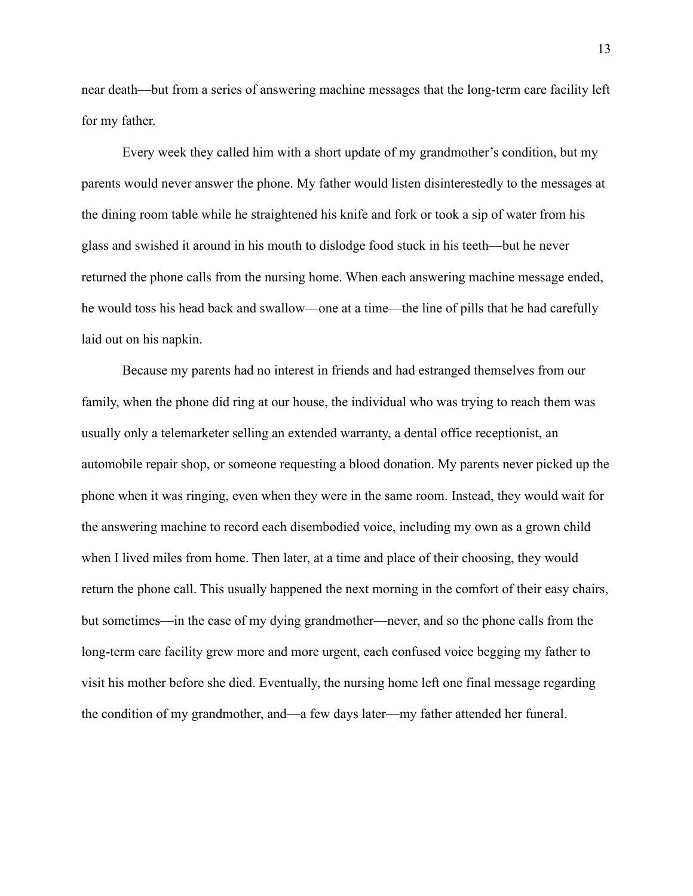near death—but from a series of answering machine messages that the long-term care facility left for my father.

Every week they called him with a short update of my grandmother's condition, but my parents would never answer the phone. My father would listen disinterestedly to the messages at the dining room table while he straightened his knife and fork or took a sip of water from his glass and swished it around in his mouth to dislodge food stuck in his teeth—but he never returned the phone calls from the nursing home. When each answering machine message ended, he would toss his head back and swallow—one at a time—the line of pills that he had carefully laid out on his napkin.

Because my parents had no interest in friends and had estranged themselves from our family, when the phone did ring at our house, the individual who was trying to reach them was usually only a telemarketer selling an extended warranty, a dental office receptionist, an automobile repair shop, or someone requesting a blood donation. My parents never picked up the phone when it was ringing, even when they were in the same room. Instead, they would wait for the answering machine to record each disembodied voice, including my own as a grown child when I lived miles from home. Then later, at a time and place of their choosing, they would return the phone call. This usually happened the next morning in the comfort of their easy chairs, but sometimes—in the case of my dying grandmother—never, and so the phone calls from the long-term care facility grew more and more urgent, each confused voice begging my father to visit his mother before she died. Eventually, the nursing home left one final message regarding the condition of my grandmother, and—a few days later—my father attended her funeral.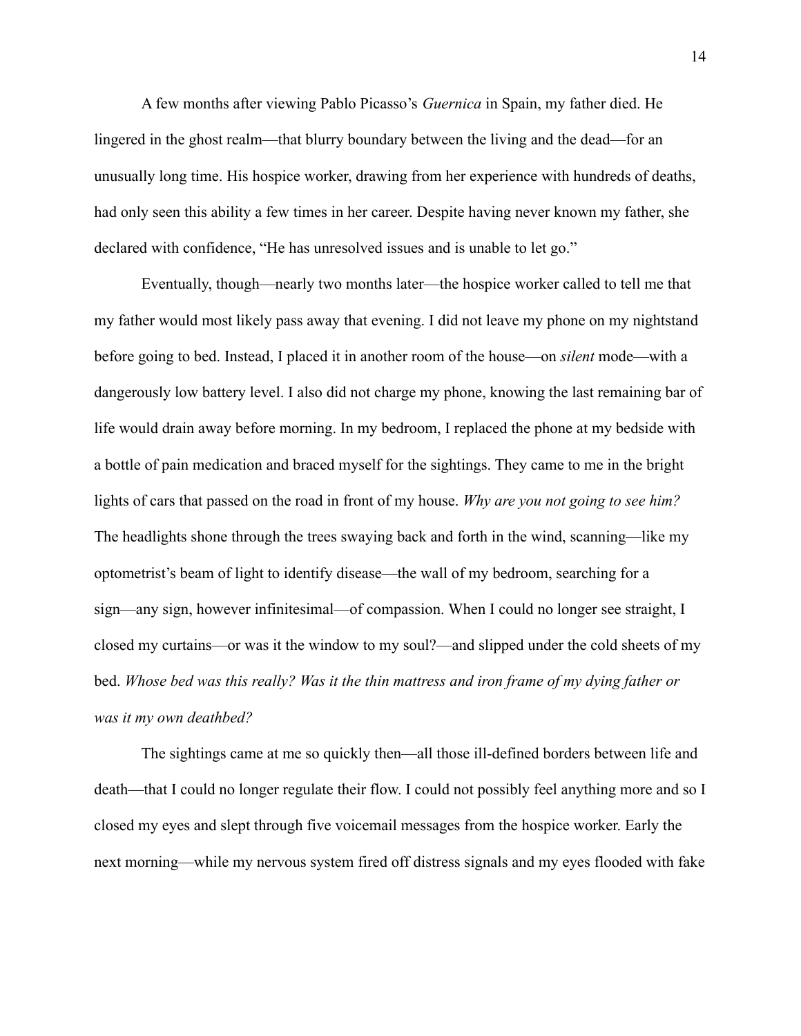A few months after viewing Pablo Picasso's *Guernica* in Spain, my father died. He lingered in the ghost realm—that blurry boundary between the living and the dead—for an unusually long time. His hospice worker, drawing from her experience with hundreds of deaths, had only seen this ability a few times in her career. Despite having never known my father, she declared with confidence, "He has unresolved issues and is unable to let go."

Eventually, though—nearly two months later—the hospice worker called to tell me that my father would most likely pass away that evening. I did not leave my phone on my nightstand before going to bed. Instead, I placed it in another room of the house—on *silent* mode—with a dangerously low battery level. I also did not charge my phone, knowing the last remaining bar of life would drain away before morning. In my bedroom, I replaced the phone at my bedside with a bottle of pain medication and braced myself for the sightings. They came to me in the bright lights of cars that passed on the road in front of my house. *Why are you not going to see him?* The headlights shone through the trees swaying back and forth in the wind, scanning—like my optometrist's beam of light to identify disease—the wall of my bedroom, searching for a sign—any sign, however infinitesimal—of compassion. When I could no longer see straight, I closed my curtains—or was it the window to my soul?—and slipped under the cold sheets of my bed. *Whose bed was this really? Was it the thin mattress and iron frame of my dying father or was it my own deathbed?*

The sightings came at me so quickly then—all those ill-defined borders between life and death—that I could no longer regulate their flow. I could not possibly feel anything more and so I closed my eyes and slept through five voicemail messages from the hospice worker. Early the next morning—while my nervous system fired off distress signals and my eyes flooded with fake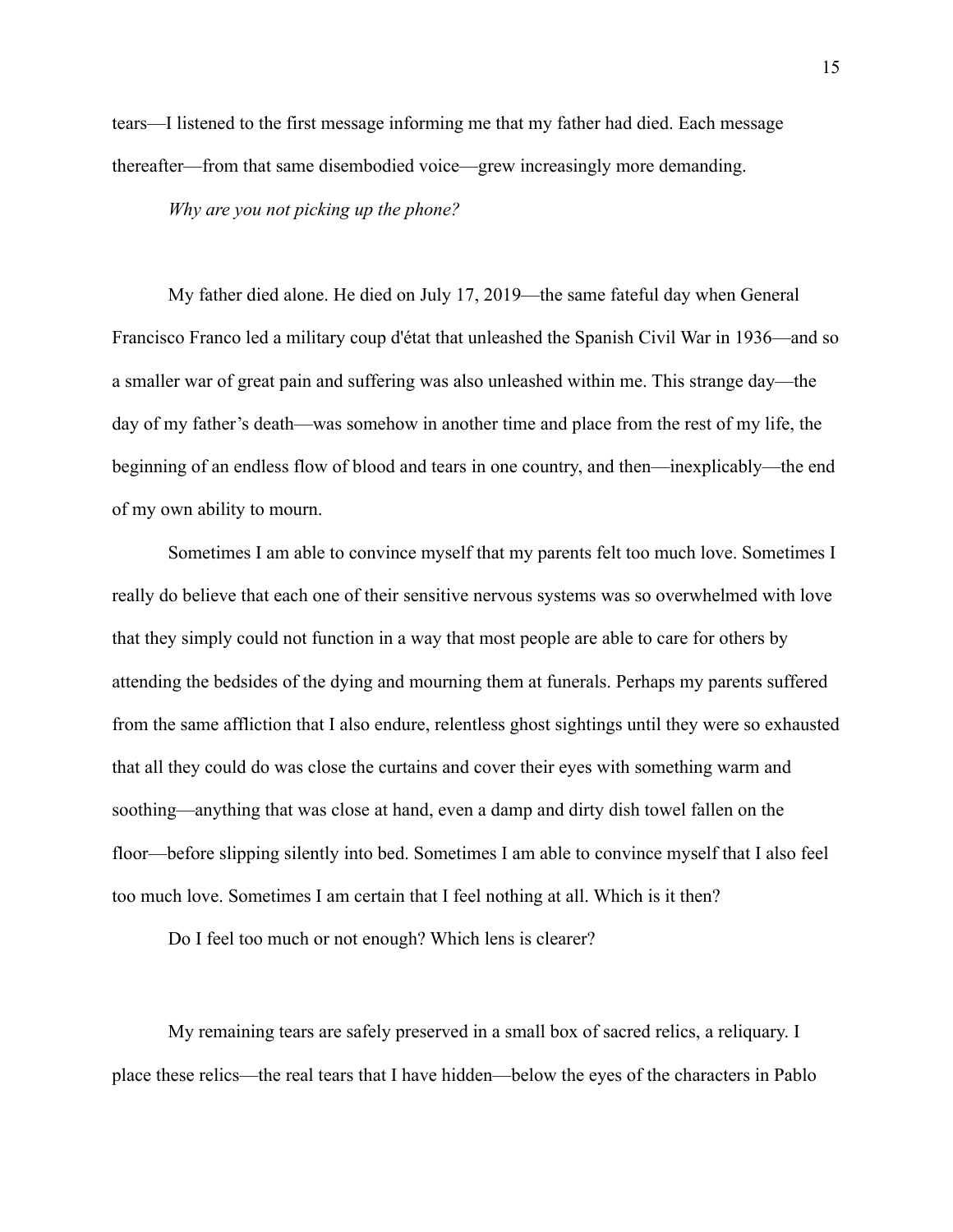tears—I listened to the first message informing me that my father had died. Each message thereafter—from that same disembodied voice—grew increasingly more demanding.

*Why are you not picking up the phone?*

My father died alone. He died on July 17, 2019—the same fateful day when General Francisco Franco led a military coup d'état that unleashed the Spanish Civil War in 1936—and so a smaller war of great pain and suffering was also unleashed within me. This strange day—the day of my father's death—was somehow in another time and place from the rest of my life, the beginning of an endless flow of blood and tears in one country, and then—inexplicably—the end of my own ability to mourn.

Sometimes I am able to convince myself that my parents felt too much love. Sometimes I really do believe that each one of their sensitive nervous systems was so overwhelmed with love that they simply could not function in a way that most people are able to care for others by attending the bedsides of the dying and mourning them at funerals. Perhaps my parents suffered from the same affliction that I also endure, relentless ghost sightings until they were so exhausted that all they could do was close the curtains and cover their eyes with something warm and soothing—anything that was close at hand, even a damp and dirty dish towel fallen on the floor—before slipping silently into bed. Sometimes I am able to convince myself that I also feel too much love. Sometimes I am certain that I feel nothing at all. Which is it then?

Do I feel too much or not enough? Which lens is clearer?

My remaining tears are safely preserved in a small box of sacred relics, a reliquary. I place these relics—the real tears that I have hidden—below the eyes of the characters in Pablo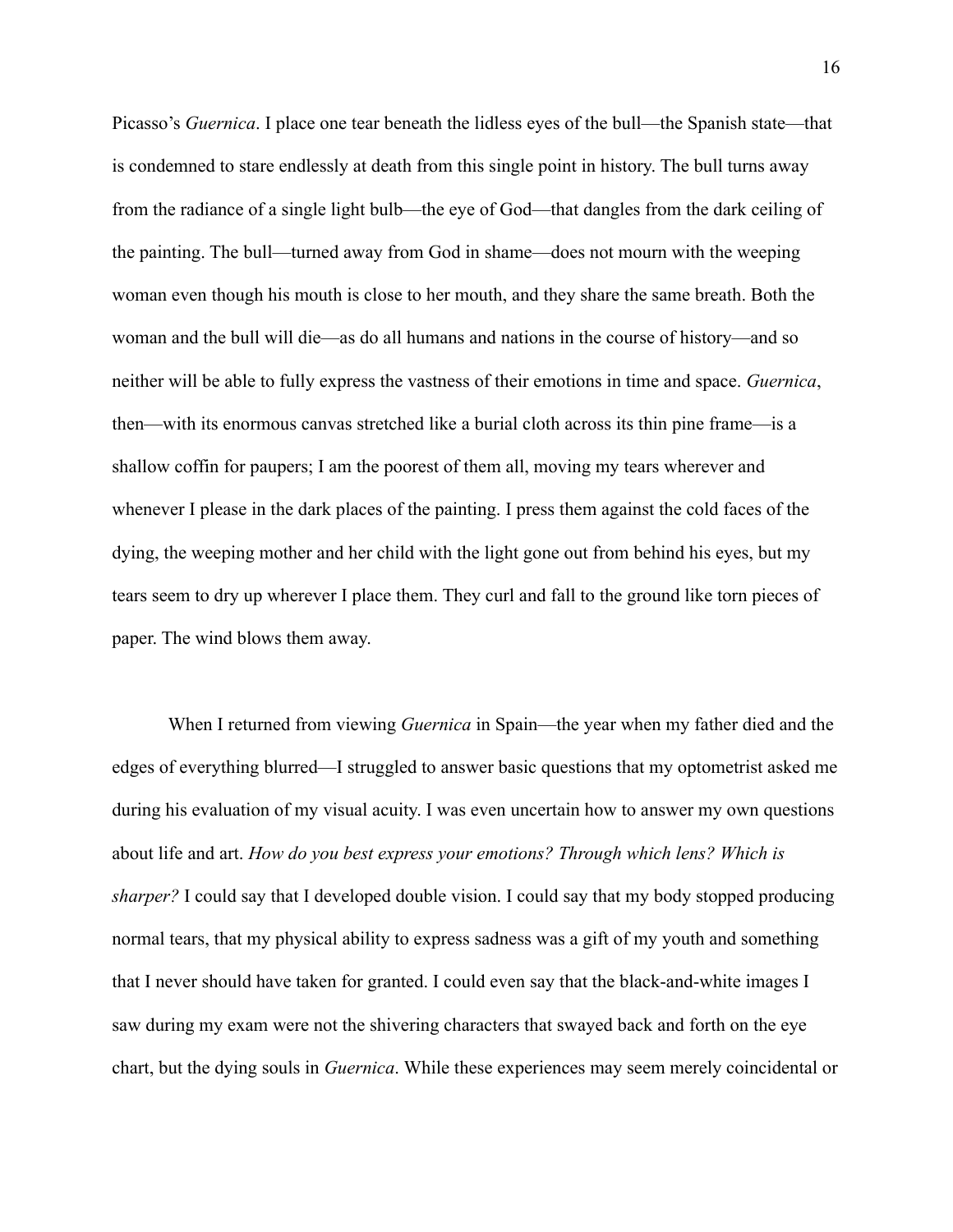Picasso's *Guernica*. I place one tear beneath the lidless eyes of the bull—the Spanish state—that is condemned to stare endlessly at death from this single point in history. The bull turns away from the radiance of a single light bulb—the eye of God—that dangles from the dark ceiling of the painting. The bull—turned away from God in shame—does not mourn with the weeping woman even though his mouth is close to her mouth, and they share the same breath. Both the woman and the bull will die—as do all humans and nations in the course of history—and so neither will be able to fully express the vastness of their emotions in time and space. *Guernica*, then—with its enormous canvas stretched like a burial cloth across its thin pine frame—is a shallow coffin for paupers; I am the poorest of them all, moving my tears wherever and whenever I please in the dark places of the painting. I press them against the cold faces of the dying, the weeping mother and her child with the light gone out from behind his eyes, but my tears seem to dry up wherever I place them. They curl and fall to the ground like torn pieces of paper. The wind blows them away.

When I returned from viewing *Guernica* in Spain—the year when my father died and the edges of everything blurred—I struggled to answer basic questions that my optometrist asked me during his evaluation of my visual acuity. I was even uncertain how to answer my own questions about life and art. *How do you best express your emotions? Through which lens? Which is sharper?* I could say that I developed double vision. I could say that my body stopped producing normal tears, that my physical ability to express sadness was a gift of my youth and something that I never should have taken for granted. I could even say that the black-and-white images I saw during my exam were not the shivering characters that swayed back and forth on the eye chart, but the dying souls in *Guernica*. While these experiences may seem merely coincidental or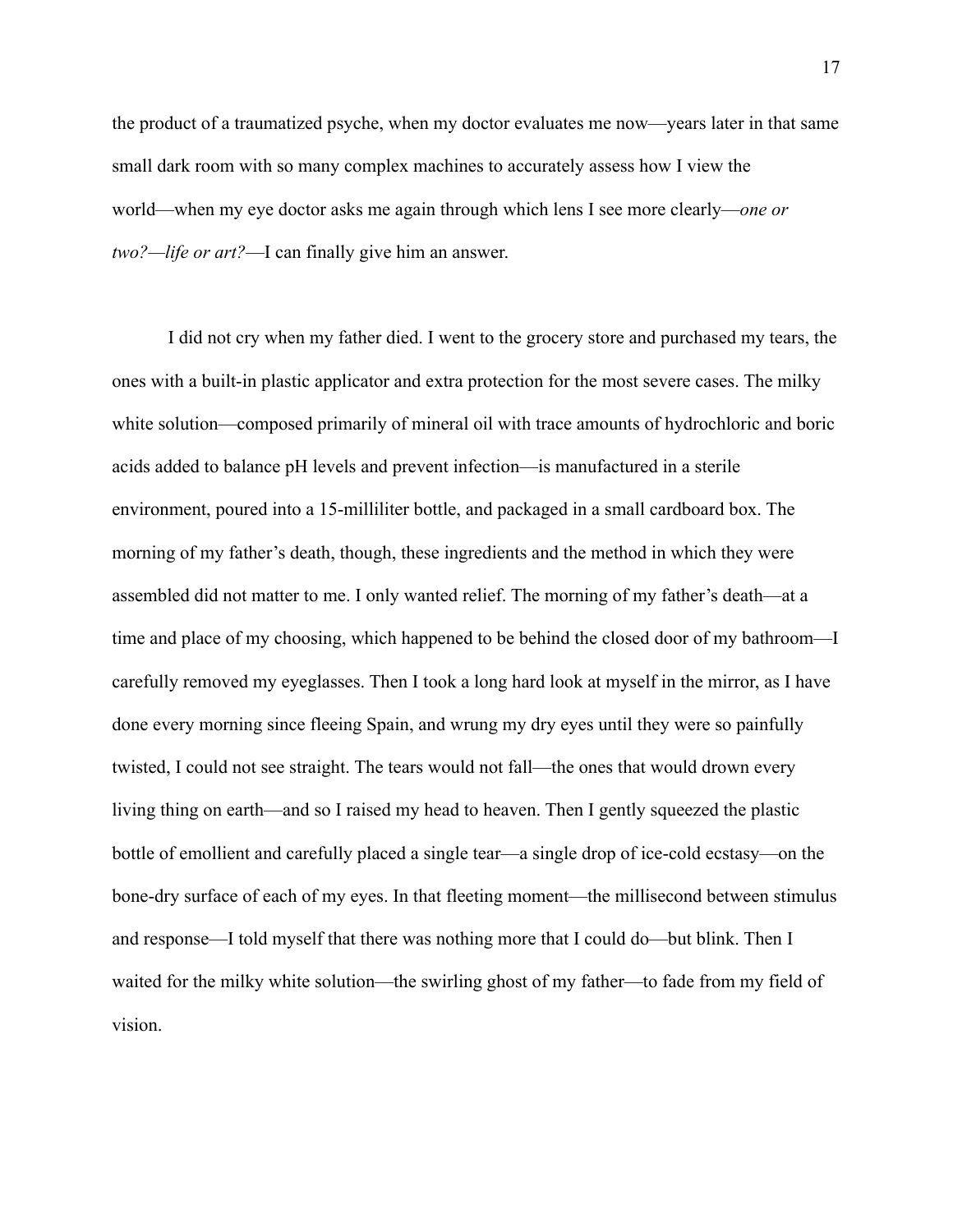the product of a traumatized psyche, when my doctor evaluates me now—years later in that same small dark room with so many complex machines to accurately assess how I view the world—when my eye doctor asks me again through which lens I see more clearly—*one or two?—life or art?*—I can finally give him an answer.

I did not cry when my father died. I went to the grocery store and purchased my tears, the ones with a built-in plastic applicator and extra protection for the most severe cases. The milky white solution—composed primarily of mineral oil with trace amounts of hydrochloric and boric acids added to balance pH levels and prevent infection—is manufactured in a sterile environment, poured into a 15-milliliter bottle, and packaged in a small cardboard box. The morning of my father's death, though, these ingredients and the method in which they were assembled did not matter to me. I only wanted relief. The morning of my father's death—at a time and place of my choosing, which happened to be behind the closed door of my bathroom—I carefully removed my eyeglasses. Then I took a long hard look at myself in the mirror, as I have done every morning since fleeing Spain, and wrung my dry eyes until they were so painfully twisted, I could not see straight. The tears would not fall—the ones that would drown every living thing on earth—and so I raised my head to heaven. Then I gently squeezed the plastic bottle of emollient and carefully placed a single tear—a single drop of ice-cold ecstasy—on the bone-dry surface of each of my eyes. In that fleeting moment—the millisecond between stimulus and response—I told myself that there was nothing more that I could do—but blink. Then I waited for the milky white solution—the swirling ghost of my father—to fade from my field of vision.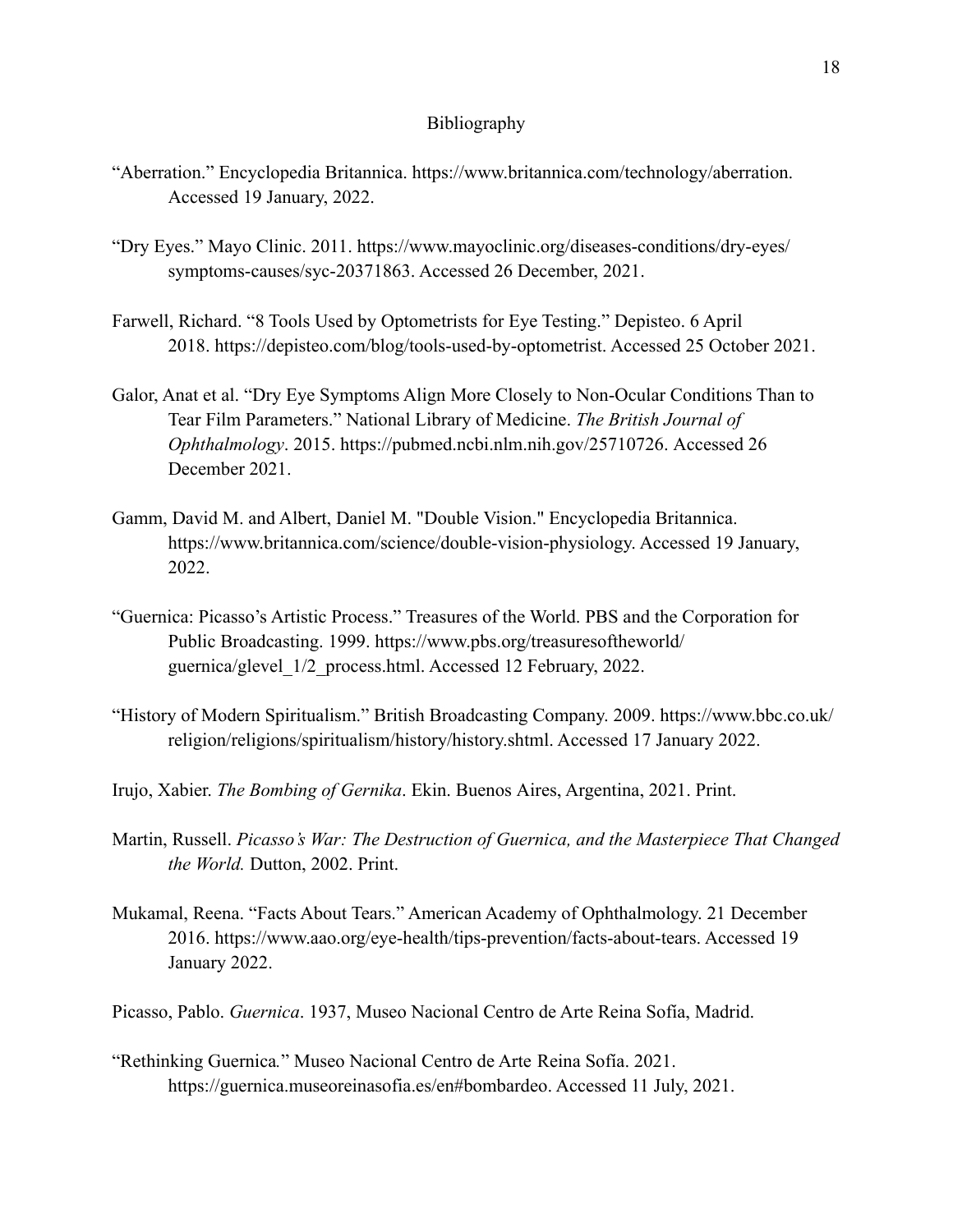# Bibliography

"Aberration." Encyclopedia Britannica. https://www.britannica.com/technology/aberration. Accessed 19 January, 2022.

"Dry Eyes." Mayo Clinic. 2011. https://www.mayoclinic.org/diseases-conditions/dry-eyes/symptoms-causes/syc-20371863. Accessed 26 December, 2021.

Farwell, Richard. "8 Tools Used by Optometrists for Eye Testing." Depisteo. 6 April 2018. https://depisteo.com/blog/tools-used-by-optometrist. Accessed 25 October 2021.

Galor, Anat et al. "Dry Eye Symptoms Align More Closely to Non-Ocular Conditions Than to Tear Film Parameters." National Library of Medicine. *The British Journal of Ophthalmology*. 2015. https://pubmed.ncbi.nlm.nih.gov/25710726. Accessed 26 December 2021.

Gamm, David M. and Albert, Daniel M. "Double Vision." Encyclopedia Britannica. https://www.britannica.com/science/double-vision-physiology. Accessed 19 January, 2022.

"Guernica: Picasso's Artistic Process." Treasures of the World. PBS and the Corporation for Public Broadcasting. 1999. https://www.pbs.org/treasuresoftheworld/guernica/glevel_1/2_process.html. Accessed 12 February, 2022.

"History of Modern Spiritualism." British Broadcasting Company. 2009. https://www.bbc.co.uk/religion/religions/spiritualism/history/history.shtml. Accessed 17 January 2022.

Irujo, Xabier. *The Bombing of Gernika*. Ekin. Buenos Aires, Argentina, 2021. Print.

Martin, Russell. *Picasso's War: The Destruction of Guernica, and the Masterpiece That Changed the World.* Dutton, 2002. Print.

Mukamal, Reena. "Facts About Tears." American Academy of Ophthalmology. 21 December 2016. https://www.aao.org/eye-health/tips-prevention/facts-about-tears. Accessed 19 January 2022.

Picasso, Pablo. *Guernica*. 1937, Museo Nacional Centro de Arte Reina Sofía, Madrid.

"Rethinking Guernica." Museo Nacional Centro de Arte Reina Sofía. 2021. https://guernica.museoreinasofia.es/en#bombardeo. Accessed 11 July, 2021.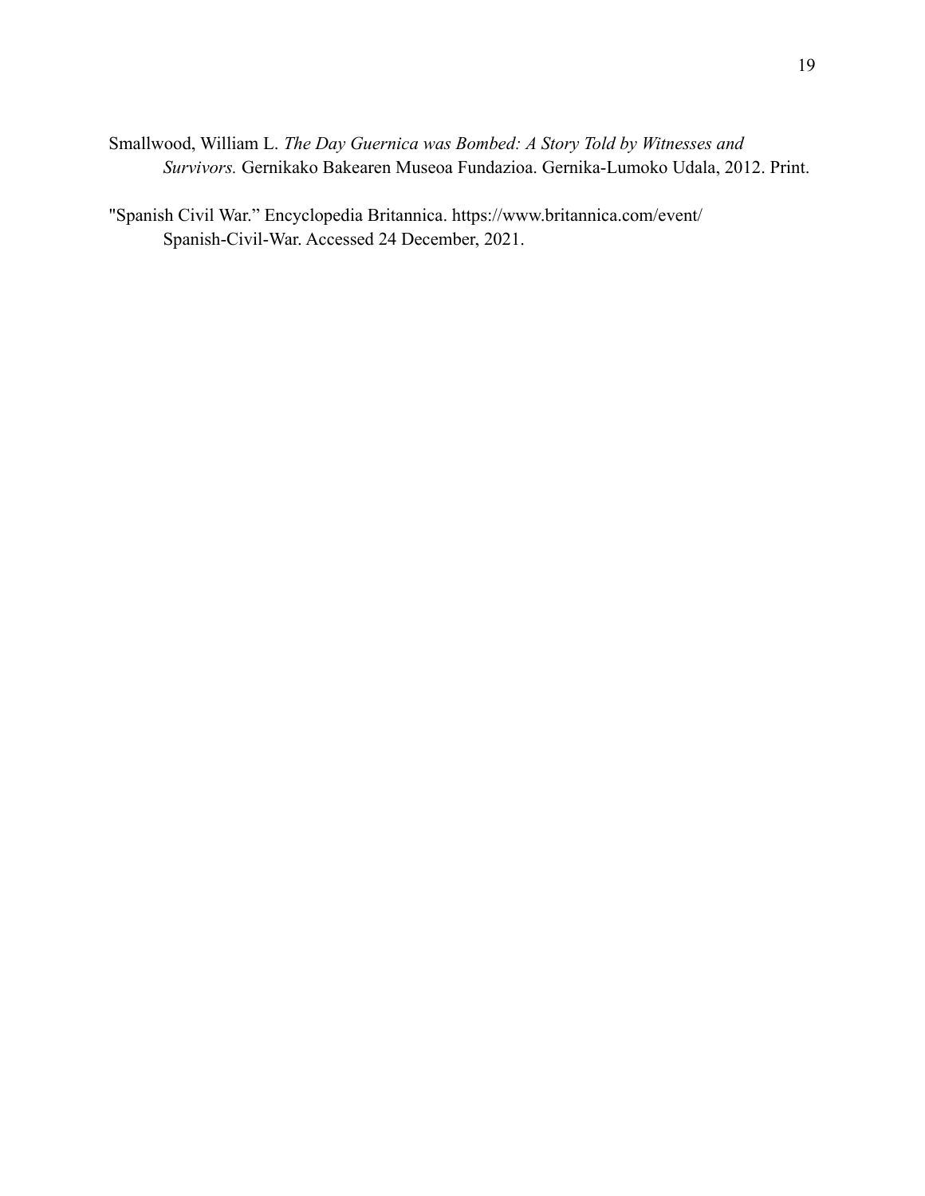Smallwood, William L. *The Day Guernica was Bombed: A Story Told by Witnesses and Survivors.* Gernikako Bakearen Museoa Fundazioa. Gernika-Lumoko Udala, 2012. Print.

"Spanish Civil War." Encyclopedia Britannica. https://www.britannica.com/event/Spanish-Civil-War. Accessed 24 December, 2021.